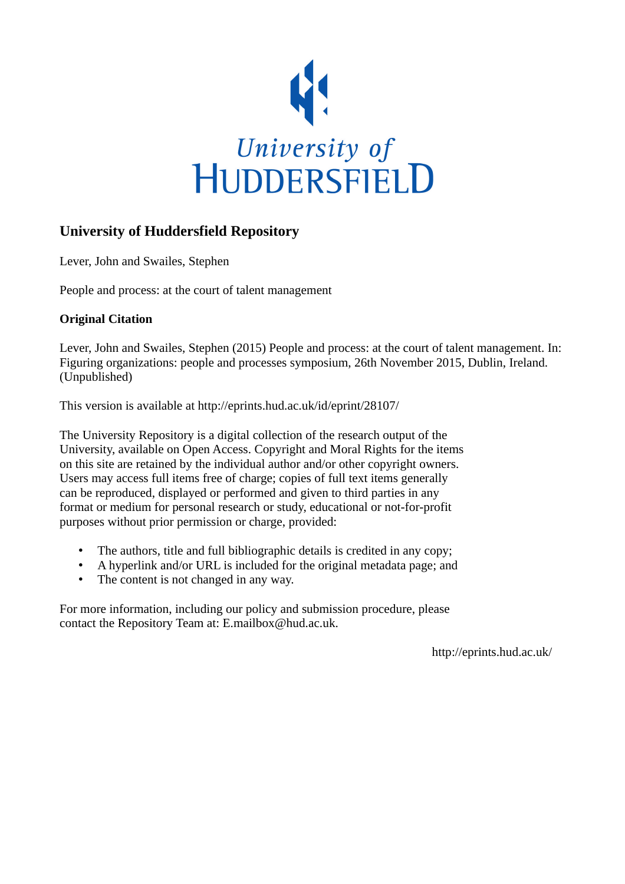University of HUDDERSFIELD

## University of Huddersfield Repository

Lever, John and Swailes, Stephen

People and process: at the court of talent management

### Original Citation

Lever, John and Swailes, Stephen (2015) People and process: at the court of talent management. In: Figuring organizations: people and processes symposium, 26th November 2015, Dublin, Ireland. (Unpublished)

This version is available at http://eprints.hud.ac.uk/id/eprint/28107/

The University Repository is a digital collection of the research output of the University, available on Open Access. Copyright and Moral Rights for the items on this site are retained by the individual author and/or other copyright owners. Users may access full items free of charge; copies of full text items generally can be reproduced, displayed or performed and given to third parties in any format or medium for personal research or study, educational or not-for-profit purposes without prior permission or charge, provided:

- The authors, title and full bibliographic details is credited in any copy;
- A hyperlink and/or URL is included for the original metadata page; and
- The content is not changed in any way.

For more information, including our policy and submission procedure, please contact the Repository Team at: E.mailbox@hud.ac.uk.

http://eprints.hud.ac.uk/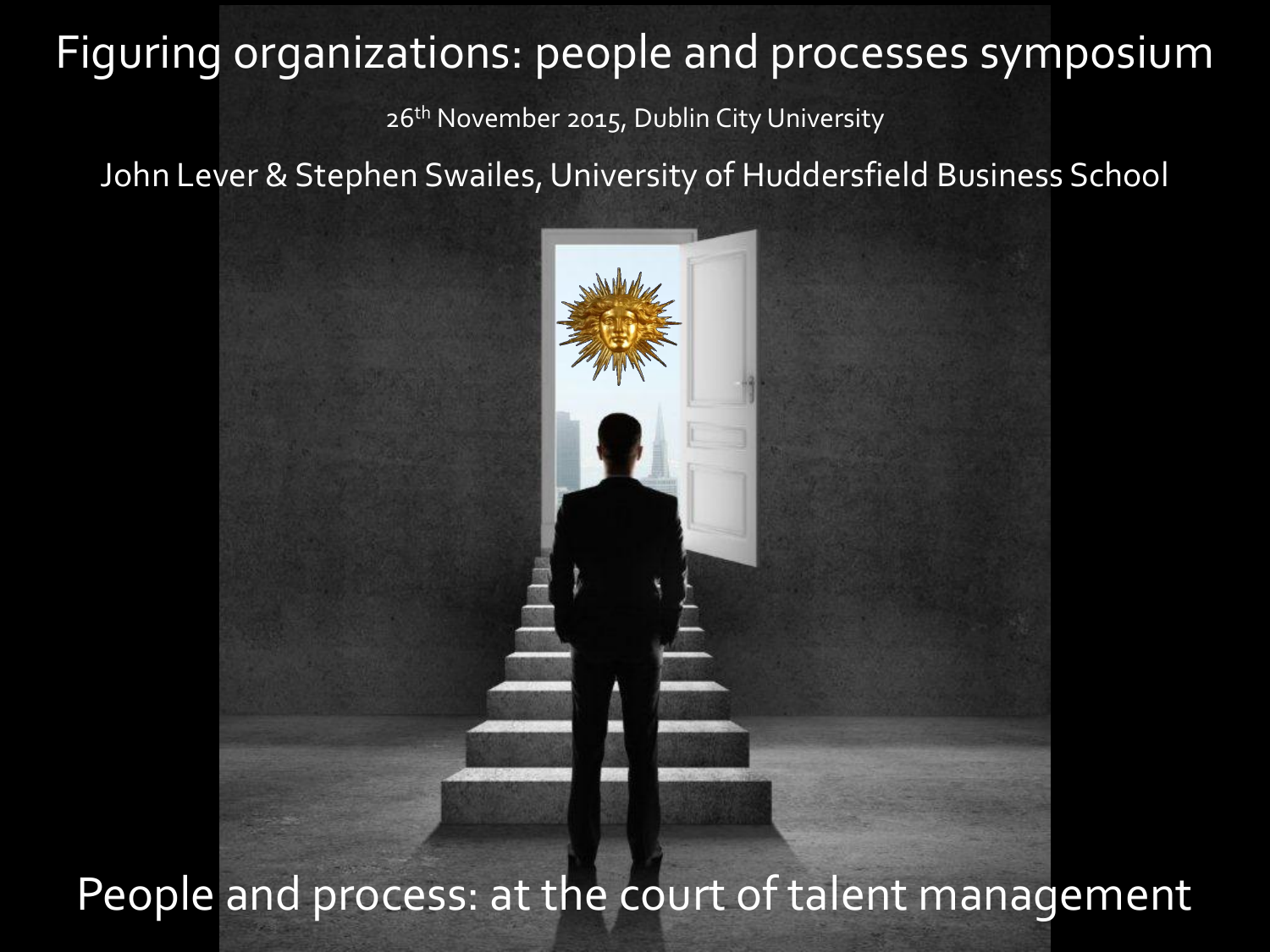# Figuring organizations: people and processes symposium

26th November 2015, Dublin City University

John Lever & Stephen Swailes, University of Huddersfield Business School

## People and process: at the court of talent management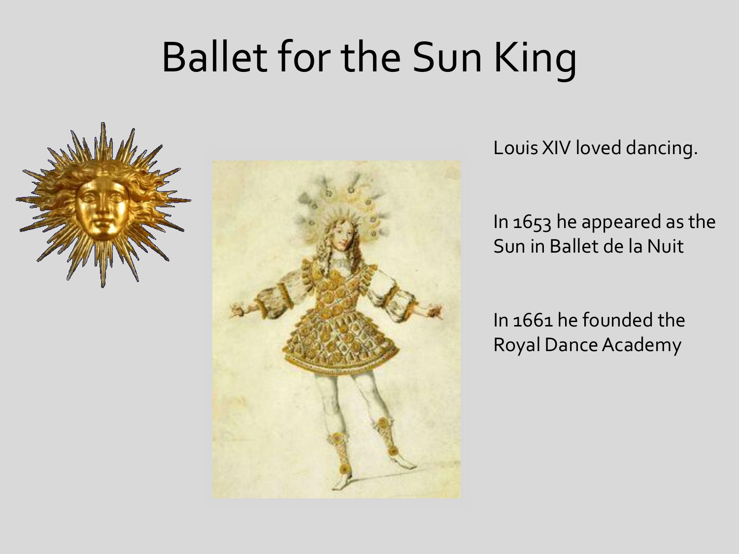# Ballet for the Sun King

Louis XIV loved dancing.

In 1653 he appeared as the Sun in Ballet de la Nuit

In 1661 he founded the Royal Dance Academy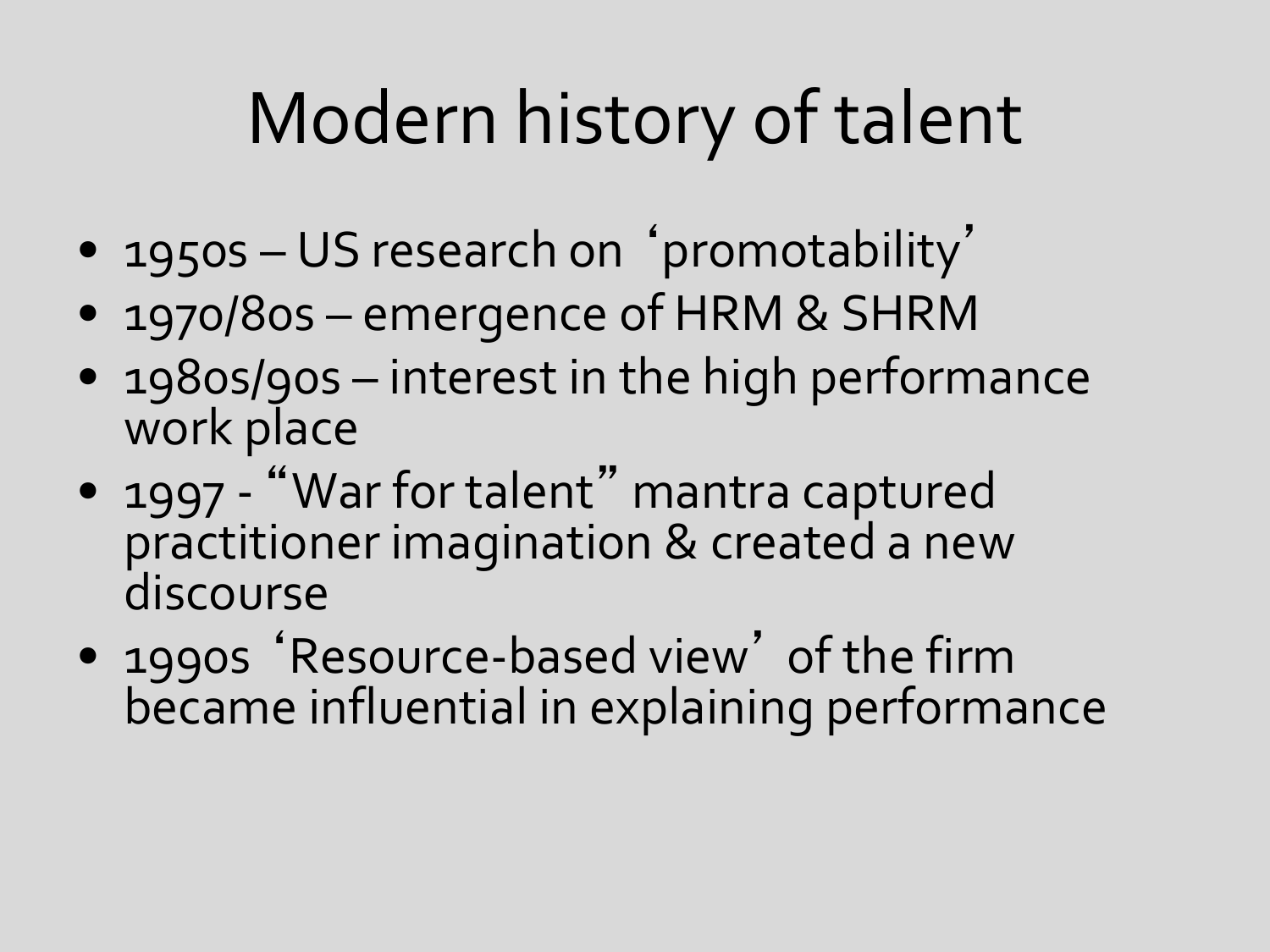# Modern history of talent

- 1950s – US research on ‘promotability’
- 1970/80s – emergence of HRM & SHRM
- 1980s/90s – interest in the high performance work place
- 1997 - “War for talent” mantra captured practitioner imagination & created a new discourse
- 1990s ‘Resource-based view’ of the firm became influential in explaining performance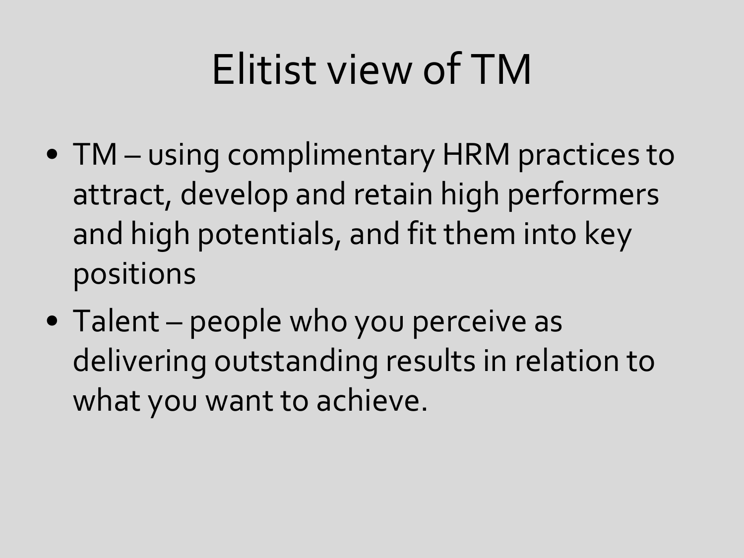# Elitist view of TM

- TM – using complimentary HRM practices to attract, develop and retain high performers and high potentials, and fit them into key positions
- Talent – people who you perceive as delivering outstanding results in relation to what you want to achieve.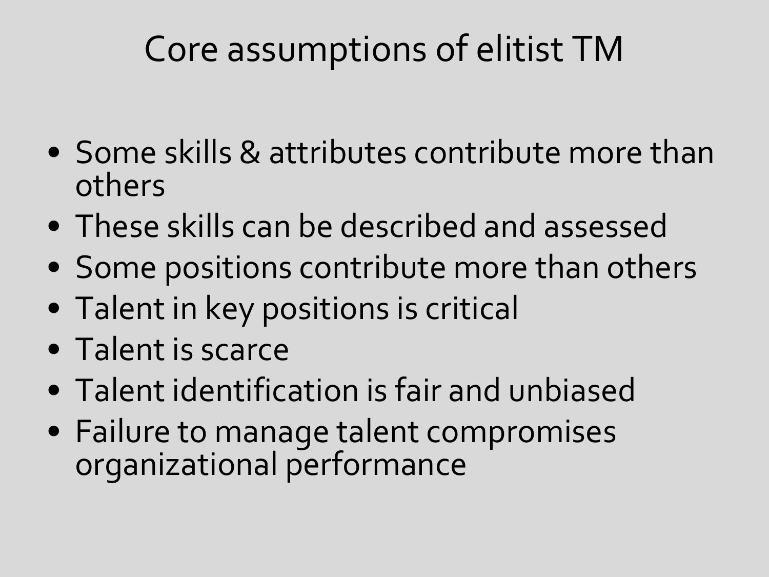# Core assumptions of elitist TM

- Some skills & attributes contribute more than others
- These skills can be described and assessed
- Some positions contribute more than others
- Talent in key positions is critical
- Talent is scarce
- Talent identification is fair and unbiased
- Failure to manage talent compromises organizational performance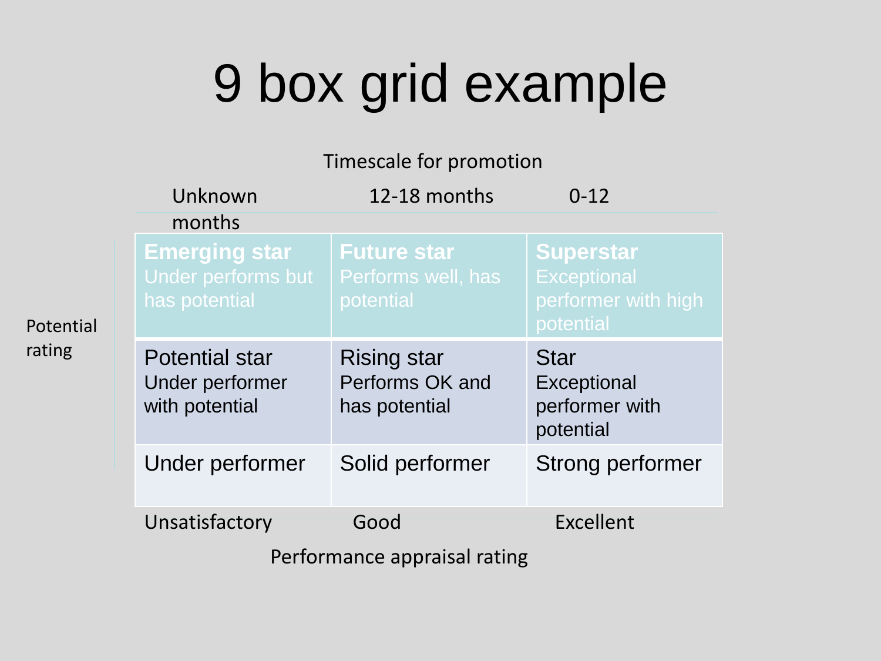# 9 box grid example

Timescale for promotion

| Potential rating | Unknown months | 12-18 months | 0-12 months |
|---|---|---|---|
| | **Emerging star** Under performs but has potential | **Future star** Performs well, has potential | **Superstar** Exceptional performer with high potential |
| | Potential star Under performer with potential | Rising star Performs OK and has potential | Star Exceptional performer with potential |
| | Under performer | Solid performer | Strong performer |
| | Unsatisfactory | Good | Excellent |

Performance appraisal rating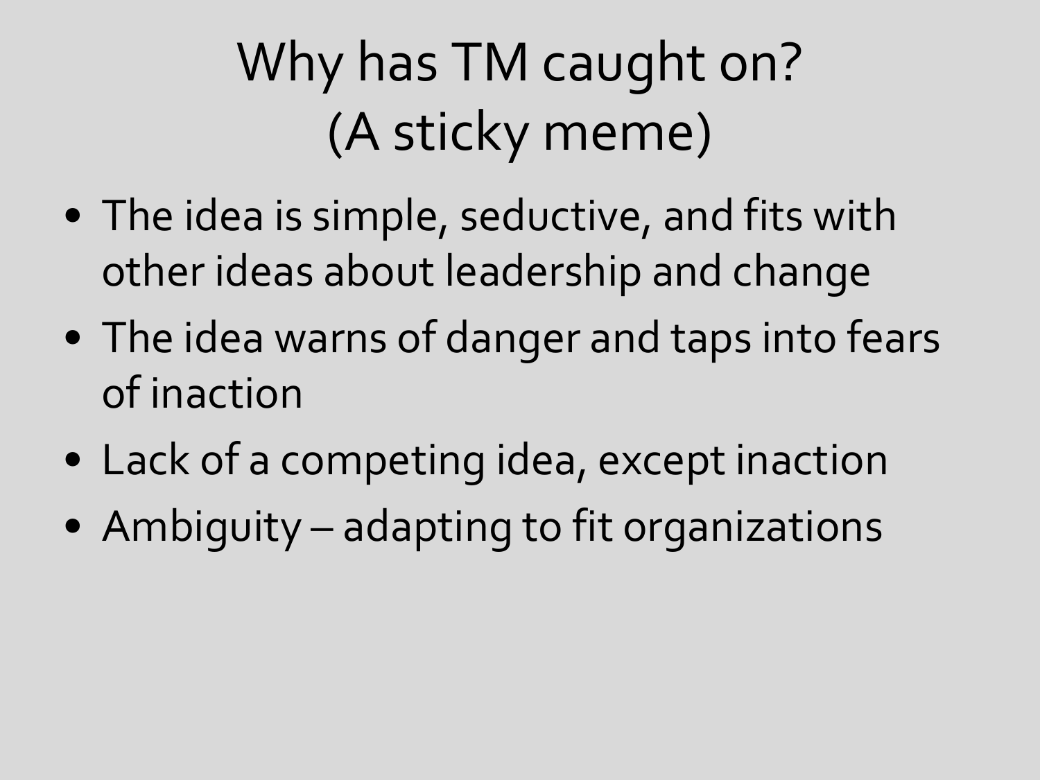# Why has TM caught on?
# (A sticky meme)

- The idea is simple, seductive, and fits with other ideas about leadership and change
- The idea warns of danger and taps into fears of inaction
- Lack of a competing idea, except inaction
- Ambiguity – adapting to fit organizations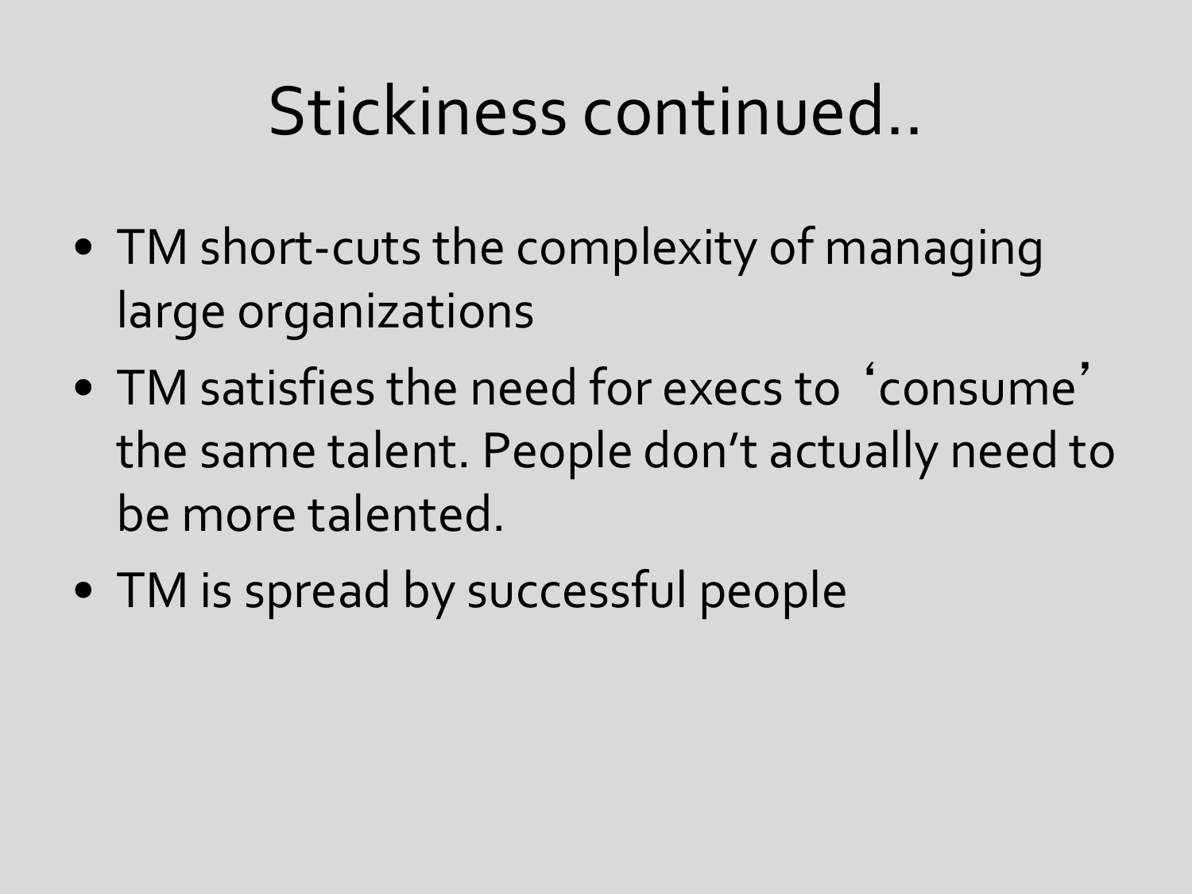# Stickiness continued..

- TM short-cuts the complexity of managing large organizations
- TM satisfies the need for execs to 'consume' the same talent. People don't actually need to be more talented.
- TM is spread by successful people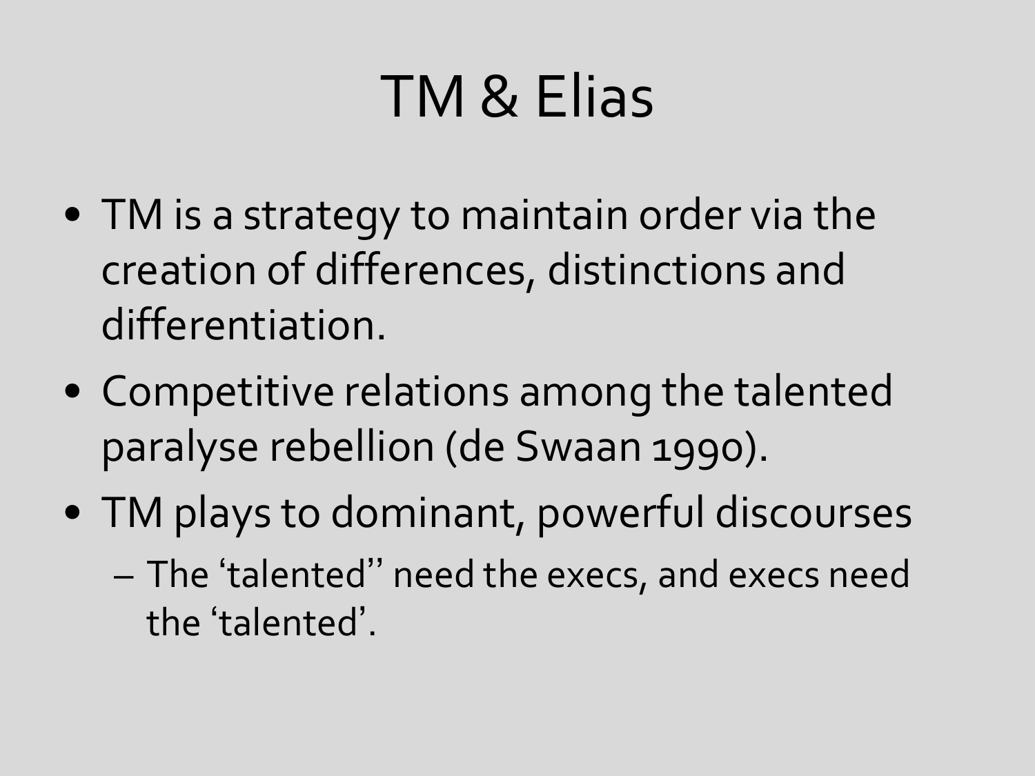# TM & Elias

- TM is a strategy to maintain order via the creation of differences, distinctions and differentiation.
- Competitive relations among the talented paralyse rebellion (de Swaan 1990).
- TM plays to dominant, powerful discourses
  - The 'talented'' need the execs, and execs need the 'talented'.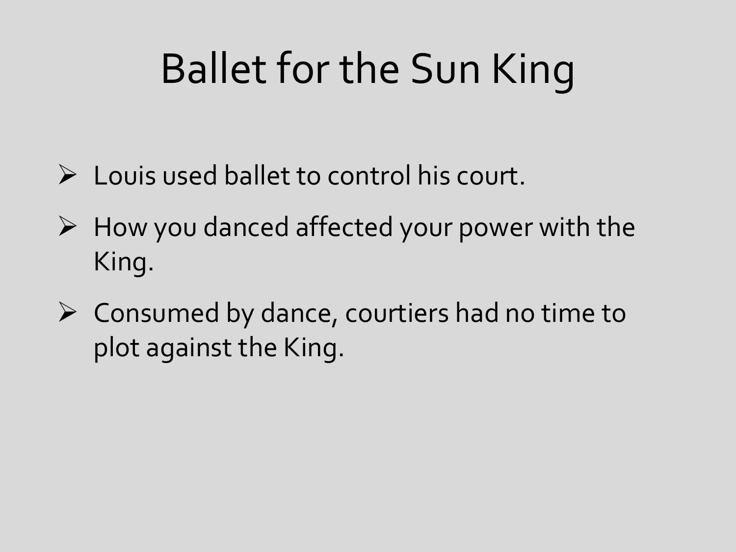# Ballet for the Sun King

- Louis used ballet to control his court.
- How you danced affected your power with the King.
- Consumed by dance, courtiers had no time to plot against the King.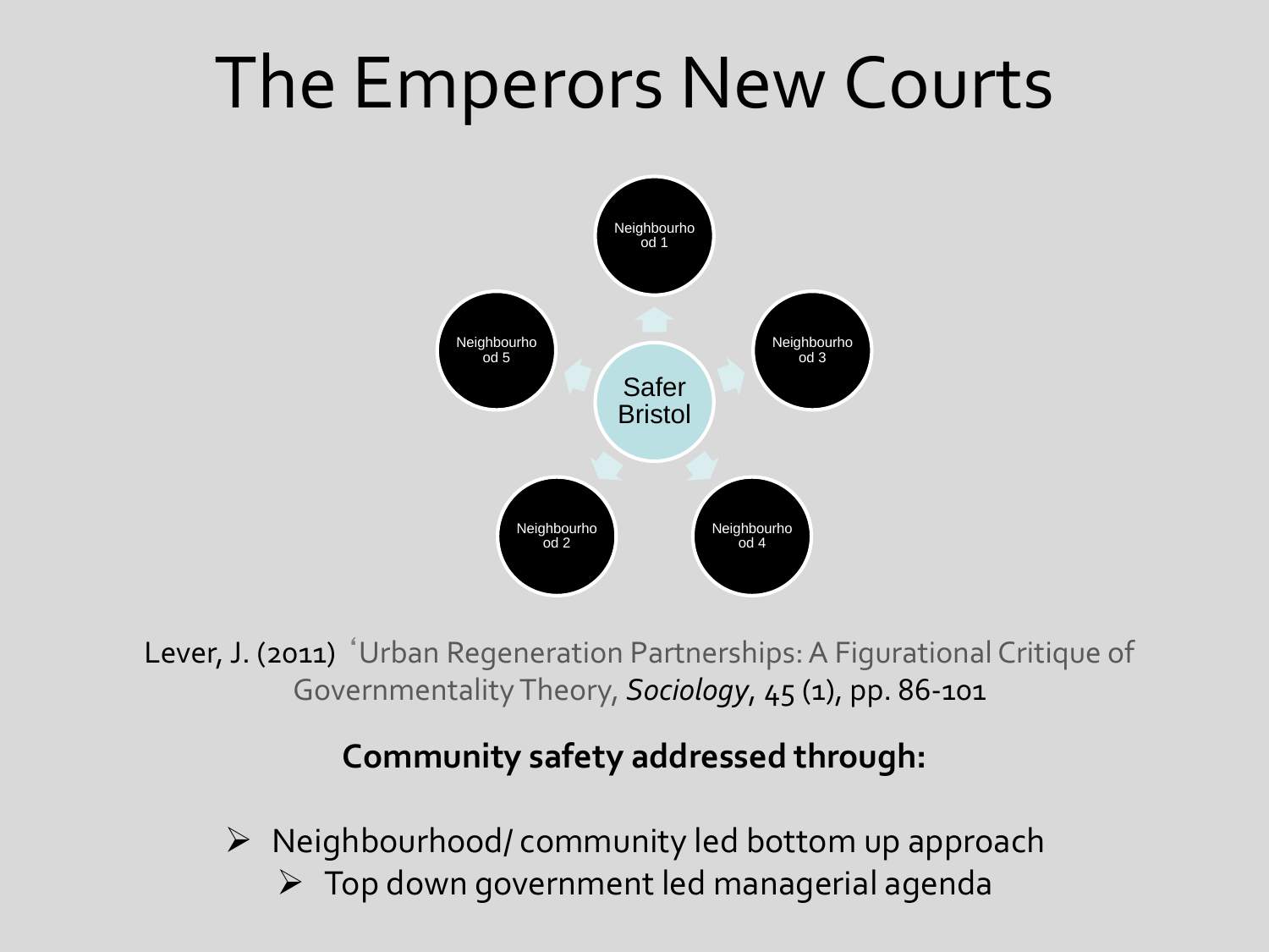# The Emperors New Courts

Safer Bristol

Neighbourhood 1

Neighbourhood 2

Neighbourhood 3

Neighbourhood 4

Neighbourhood 5

Lever, J. (2011) 'Urban Regeneration Partnerships: A Figurational Critique of Governmentality Theory, *Sociology*, 45 (1), pp. 86-101

**Community safety addressed through:**

- Neighbourhood/ community led bottom up approach
  - Top down government led managerial agenda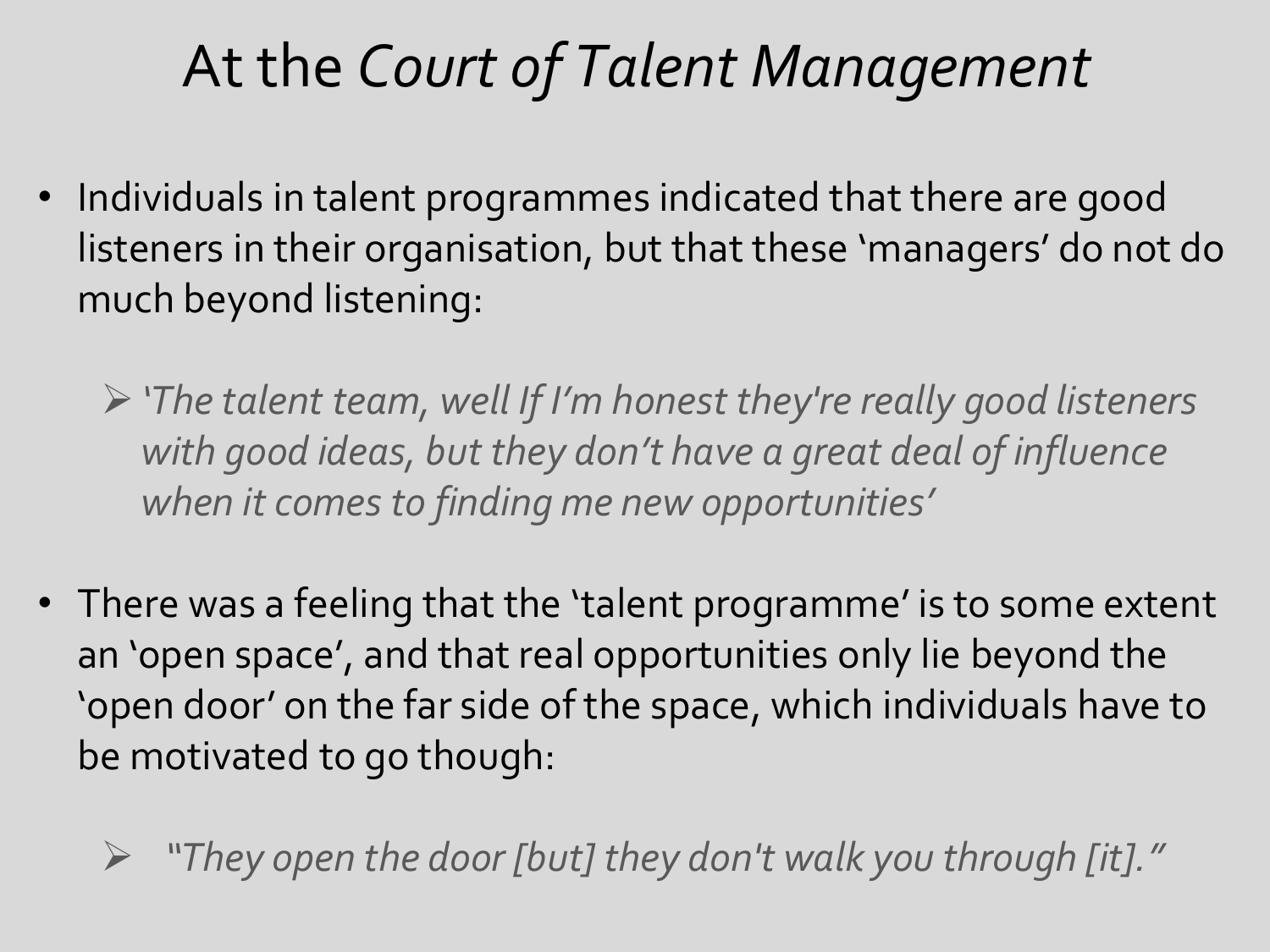# At the *Court of Talent Management*

- Individuals in talent programmes indicated that there are good listeners in their organisation, but that these 'managers' do not do much beyond listening:

  - *'The talent team, well If I'm honest they're really good listeners with good ideas, but they don't have a great deal of influence when it comes to finding me new opportunities'*

- There was a feeling that the 'talent programme' is to some extent an 'open space', and that real opportunities only lie beyond the 'open door' on the far side of the space, which individuals have to be motivated to go though:

  - *"They open the door [but] they don't walk you through [it]."*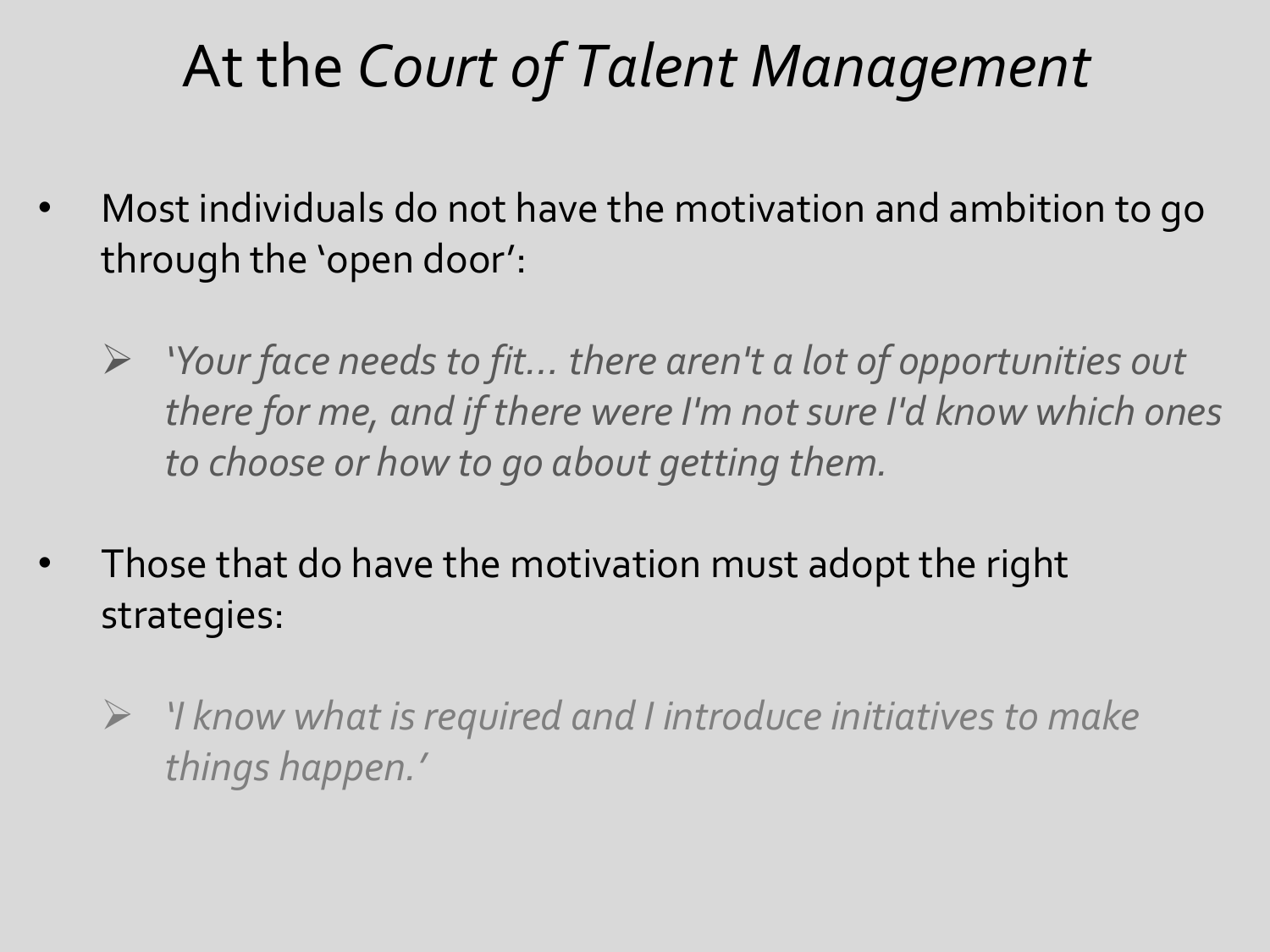# At the *Court of Talent Management*

- Most individuals do not have the motivation and ambition to go through the 'open door':

  - *'Your face needs to fit… there aren't a lot of opportunities out there for me, and if there were I'm not sure I'd know which ones to choose or how to go about getting them.*

- Those that do have the motivation must adopt the right strategies:

  - *'I know what is required and I introduce initiatives to make things happen.'*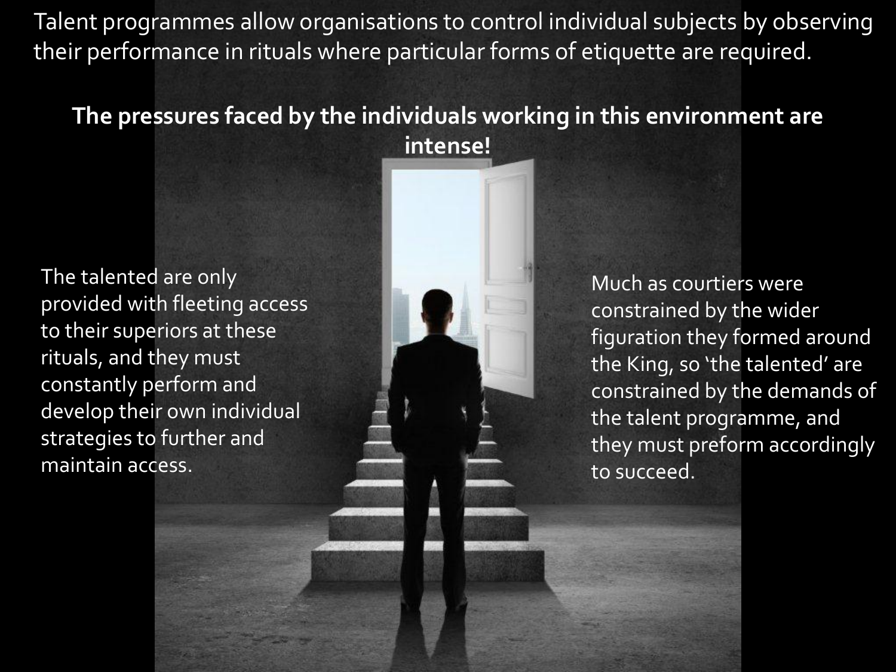Talent programmes allow organisations to control individual subjects by observing their performance in rituals where particular forms of etiquette are required.

**The pressures faced by the individuals working in this environment are intense!**

The talented are only provided with fleeting access to their superiors at these rituals, and they must constantly perform and develop their own individual strategies to further and maintain access.

Much as courtiers were constrained by the wider figuration they formed around the King, so 'the talented' are constrained by the demands of the talent programme, and they must preform accordingly to succeed.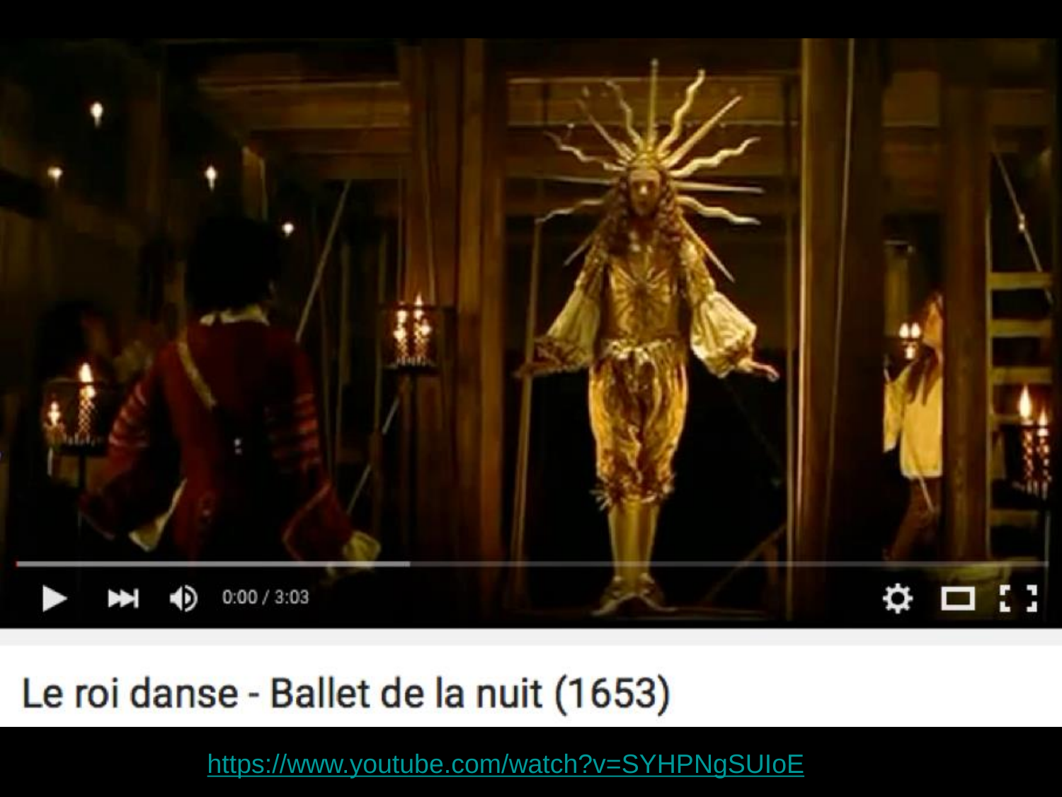Le roi danse - Ballet de la nuit (1653)

https://www.youtube.com/watch?v=SYHPNgSUIoE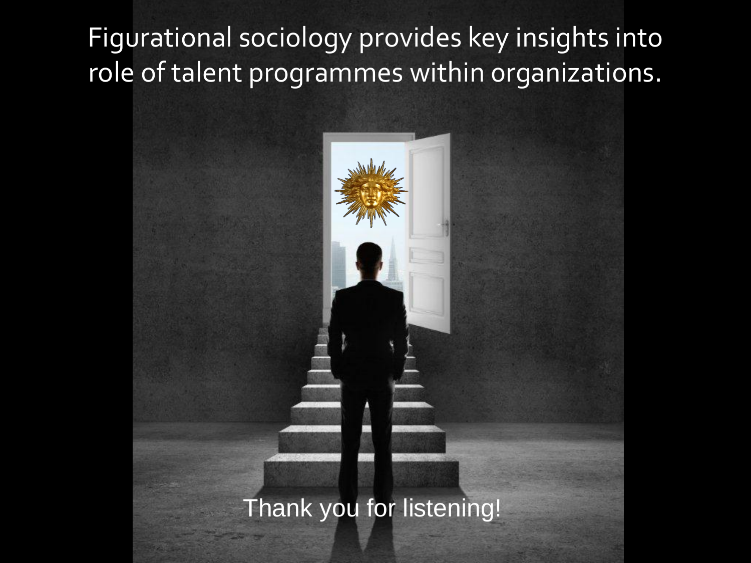Figurational sociology provides key insights into role of talent programmes within organizations.

Thank you for listening!